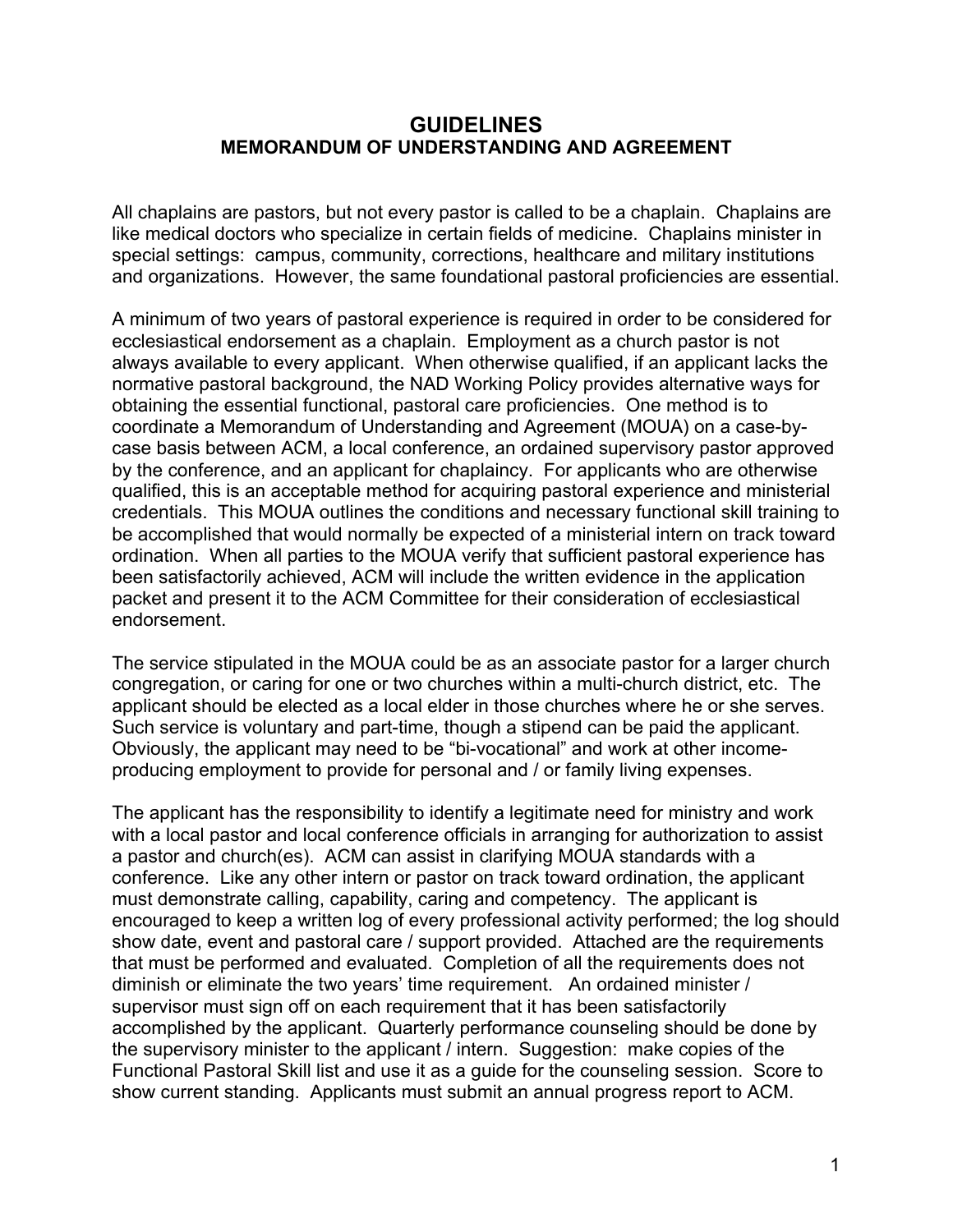# GUIDELINES

## MEMORANDUM OF UNDERSTANDING AND AGREEMENT

All chaplains are pastors, but not every pastor is called to be a chaplain. Chaplains are like medical doctors who specialize in certain fields of medicine. Chaplains minister in special settings: campus, community, corrections, healthcare and military institutions and organizations. However, the same foundational pastoral proficiencies are essential.

A minimum of two years of pastoral experience is required in order to be considered for ecclesiastical endorsement as a chaplain. Employment as a church pastor is not always available to every applicant. When otherwise qualified, if an applicant lacks the normative pastoral background, the NAD Working Policy provides alternative ways for obtaining the essential functional, pastoral care proficiencies. One method is to coordinate a Memorandum of Understanding and Agreement (MOUA) on a case-by-case basis between ACM, a local conference, an ordained supervisory pastor approved by the conference, and an applicant for chaplaincy. For applicants who are otherwise qualified, this is an acceptable method for acquiring pastoral experience and ministerial credentials. This MOUA outlines the conditions and necessary functional skill training to be accomplished that would normally be expected of a ministerial intern on track toward ordination. When all parties to the MOUA verify that sufficient pastoral experience has been satisfactorily achieved, ACM will include the written evidence in the application packet and present it to the ACM Committee for their consideration of ecclesiastical endorsement.

The service stipulated in the MOUA could be as an associate pastor for a larger church congregation, or caring for one or two churches within a multi-church district, etc. The applicant should be elected as a local elder in those churches where he or she serves. Such service is voluntary and part-time, though a stipend can be paid the applicant. Obviously, the applicant may need to be "bi-vocational" and work at other income-producing employment to provide for personal and / or family living expenses.

The applicant has the responsibility to identify a legitimate need for ministry and work with a local pastor and local conference officials in arranging for authorization to assist a pastor and church(es). ACM can assist in clarifying MOUA standards with a conference. Like any other intern or pastor on track toward ordination, the applicant must demonstrate calling, capability, caring and competency. The applicant is encouraged to keep a written log of every professional activity performed; the log should show date, event and pastoral care / support provided. Attached are the requirements that must be performed and evaluated. Completion of all the requirements does not diminish or eliminate the two years' time requirement. An ordained minister / supervisor must sign off on each requirement that it has been satisfactorily accomplished by the applicant. Quarterly performance counseling should be done by the supervisory minister to the applicant / intern. Suggestion: make copies of the Functional Pastoral Skill list and use it as a guide for the counseling session. Score to show current standing. Applicants must submit an annual progress report to ACM.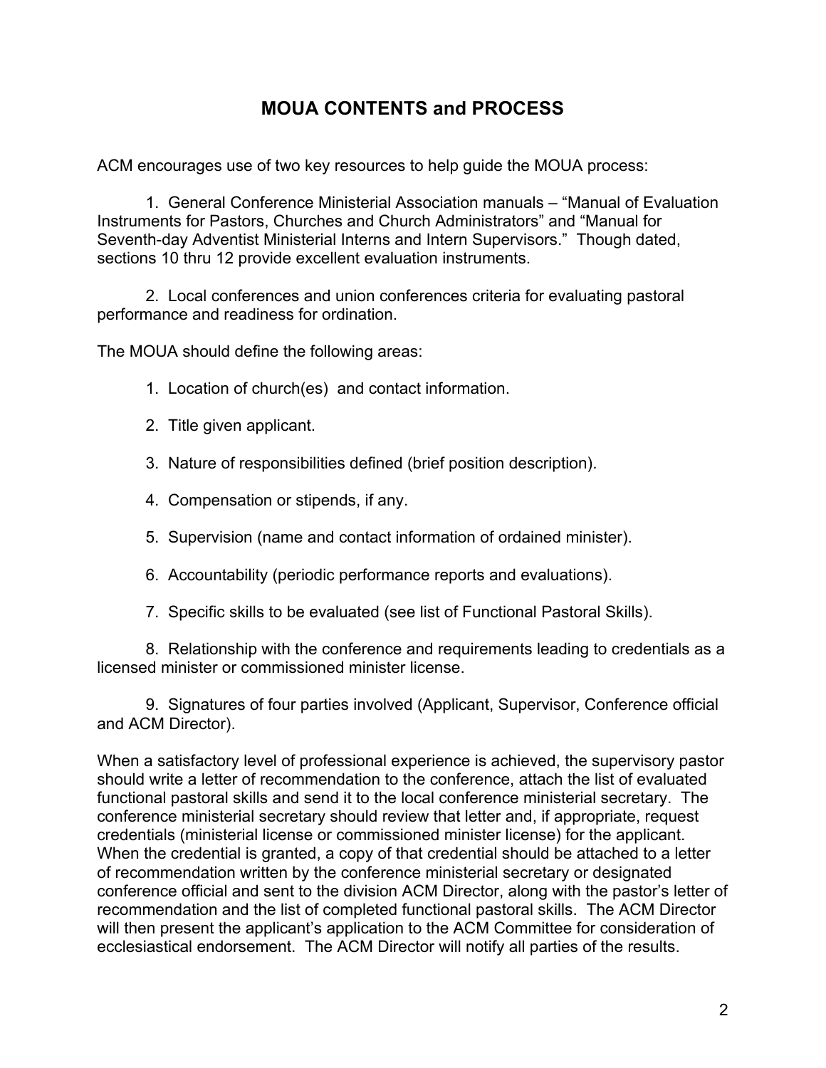# MOUA CONTENTS and PROCESS

ACM encourages use of two key resources to help guide the MOUA process:

1. General Conference Ministerial Association manuals – "Manual of Evaluation Instruments for Pastors, Churches and Church Administrators" and "Manual for Seventh-day Adventist Ministerial Interns and Intern Supervisors." Though dated, sections 10 thru 12 provide excellent evaluation instruments.

2. Local conferences and union conferences criteria for evaluating pastoral performance and readiness for ordination.

The MOUA should define the following areas:

1. Location of church(es) and contact information.

2. Title given applicant.

3. Nature of responsibilities defined (brief position description).

4. Compensation or stipends, if any.

5. Supervision (name and contact information of ordained minister).

6. Accountability (periodic performance reports and evaluations).

7. Specific skills to be evaluated (see list of Functional Pastoral Skills).

8. Relationship with the conference and requirements leading to credentials as a licensed minister or commissioned minister license.

9. Signatures of four parties involved (Applicant, Supervisor, Conference official and ACM Director).

When a satisfactory level of professional experience is achieved, the supervisory pastor should write a letter of recommendation to the conference, attach the list of evaluated functional pastoral skills and send it to the local conference ministerial secretary. The conference ministerial secretary should review that letter and, if appropriate, request credentials (ministerial license or commissioned minister license) for the applicant. When the credential is granted, a copy of that credential should be attached to a letter of recommendation written by the conference ministerial secretary or designated conference official and sent to the division ACM Director, along with the pastor's letter of recommendation and the list of completed functional pastoral skills. The ACM Director will then present the applicant's application to the ACM Committee for consideration of ecclesiastical endorsement. The ACM Director will notify all parties of the results.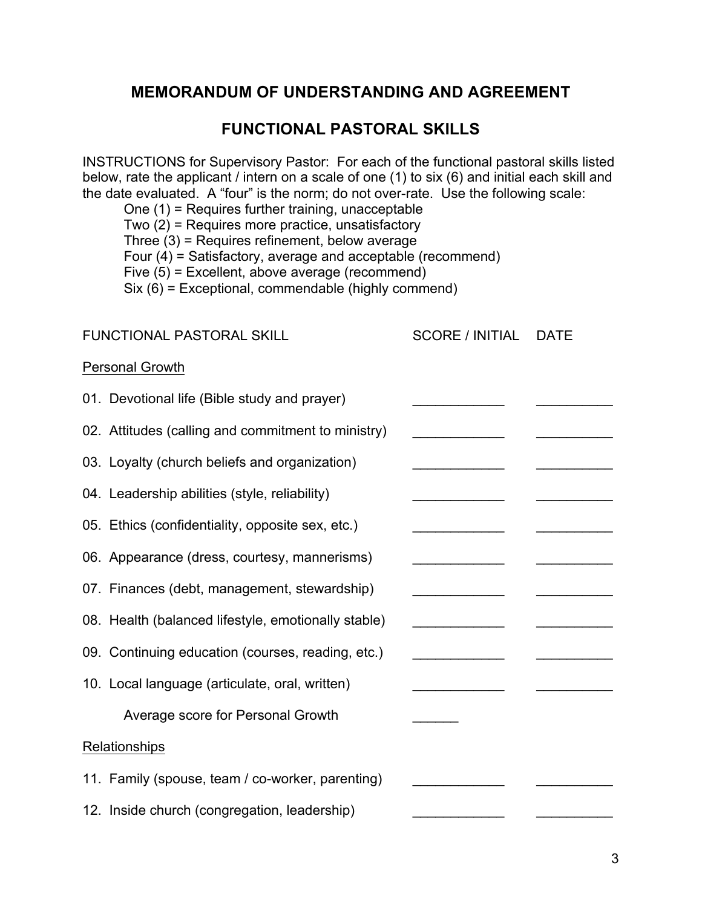# MEMORANDUM OF UNDERSTANDING AND AGREEMENT

## FUNCTIONAL PASTORAL SKILLS

INSTRUCTIONS for Supervisory Pastor: For each of the functional pastoral skills listed below, rate the applicant / intern on a scale of one (1) to six (6) and initial each skill and the date evaluated. A "four" is the norm; do not over-rate. Use the following scale:

- One (1) = Requires further training, unacceptable
- Two (2) = Requires more practice, unsatisfactory
- Three (3) = Requires refinement, below average
- Four (4) = Satisfactory, average and acceptable (recommend)
- Five (5) = Excellent, above average (recommend)
- Six (6) = Exceptional, commendable (highly commend)

| FUNCTIONAL PASTORAL SKILL | SCORE / INITIAL | DATE |
|---|---|---|
| Personal Growth | | |
| 01. Devotional life (Bible study and prayer) | ____________ | __________ |
| 02. Attitudes (calling and commitment to ministry) | ____________ | __________ |
| 03. Loyalty (church beliefs and organization) | ____________ | __________ |
| 04. Leadership abilities (style, reliability) | ____________ | __________ |
| 05. Ethics (confidentiality, opposite sex, etc.) | ____________ | __________ |
| 06. Appearance (dress, courtesy, mannerisms) | ____________ | __________ |
| 07. Finances (debt, management, stewardship) | ____________ | __________ |
| 08. Health (balanced lifestyle, emotionally stable) | ____________ | __________ |
| 09. Continuing education (courses, reading, etc.) | ____________ | __________ |
| 10. Local language (articulate, oral, written) | ____________ | __________ |
| Average score for Personal Growth | ______ | |
| Relationships | | |
| 11. Family (spouse, team / co-worker, parenting) | ____________ | __________ |
| 12. Inside church (congregation, leadership) | ____________ | __________ |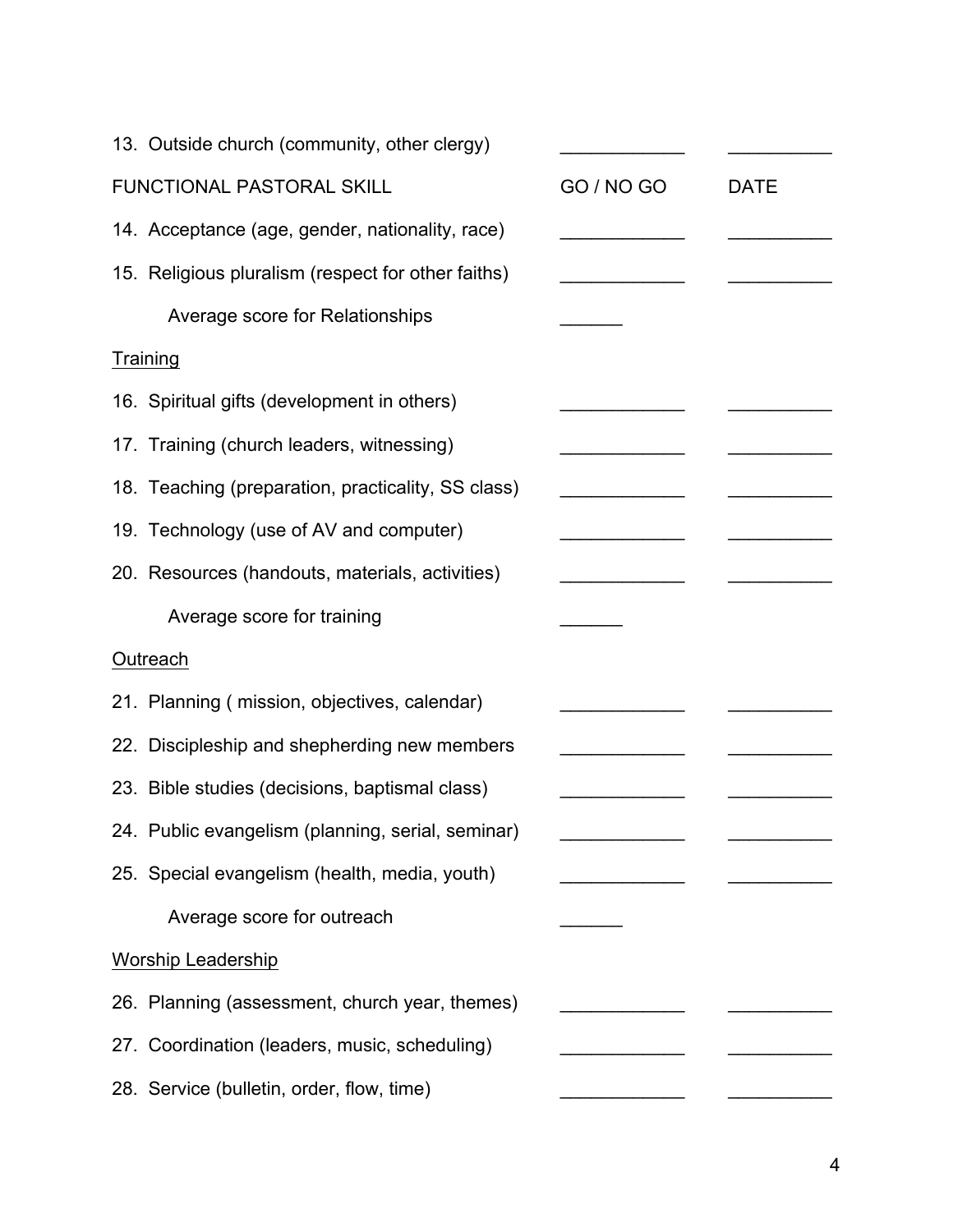| | | |
|---|---|---|
| 13. Outside church (community, other clergy) | ____________ | __________ |
| FUNCTIONAL PASTORAL SKILL | GO / NO GO | DATE |
| 14. Acceptance (age, gender, nationality, race) | ____________ | __________ |
| 15. Religious pluralism (respect for other faiths) | ____________ | __________ |
| Average score for Relationships | ______ | |
| <u>Training</u> | | |
| 16. Spiritual gifts (development in others) | ____________ | __________ |
| 17. Training (church leaders, witnessing) | ____________ | __________ |
| 18. Teaching (preparation, practicality, SS class) | ____________ | __________ |
| 19. Technology (use of AV and computer) | ____________ | __________ |
| 20. Resources (handouts, materials, activities) | ____________ | __________ |
| Average score for training | ______ | |
| <u>Outreach</u> | | |
| 21. Planning ( mission, objectives, calendar) | ____________ | __________ |
| 22. Discipleship and shepherding new members | ____________ | __________ |
| 23. Bible studies (decisions, baptismal class) | ____________ | __________ |
| 24. Public evangelism (planning, serial, seminar) | ____________ | __________ |
| 25. Special evangelism (health, media, youth) | ____________ | __________ |
| Average score for outreach | ______ | |
| <u>Worship Leadership</u> | | |
| 26. Planning (assessment, church year, themes) | ____________ | __________ |
| 27. Coordination (leaders, music, scheduling) | ____________ | __________ |
| 28. Service (bulletin, order, flow, time) | ____________ | __________ |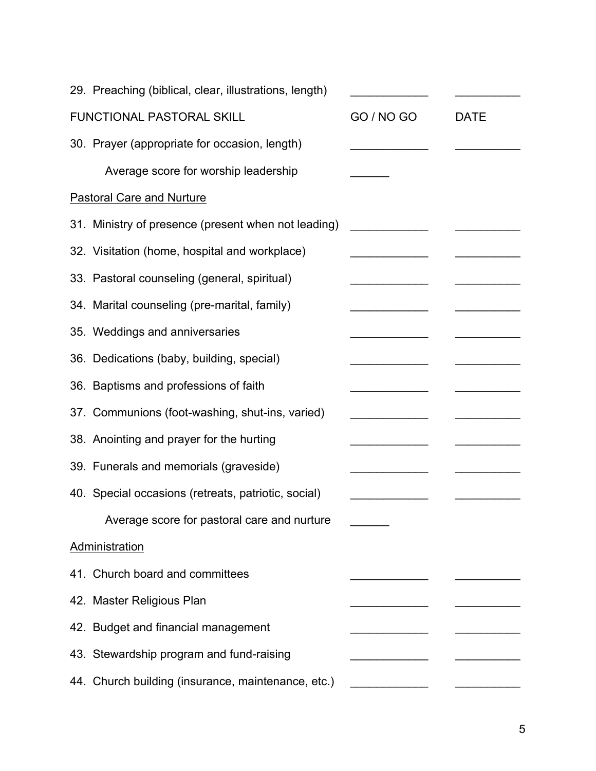| | | |
|---|---|---|
| 29. Preaching (biblical, clear, illustrations, length) | ____________ | __________ |
| **FUNCTIONAL PASTORAL SKILL** | **GO / NO GO** | **DATE** |
| 30. Prayer (appropriate for occasion, length) | ____________ | __________ |
| Average score for worship leadership | ______ | |

<u>Pastoral Care and Nurture</u>

| | | |
|---|---|---|
| 31. Ministry of presence (present when not leading) | ____________ | __________ |
| 32. Visitation (home, hospital and workplace) | ____________ | __________ |
| 33. Pastoral counseling (general, spiritual) | ____________ | __________ |
| 34. Marital counseling (pre-marital, family) | ____________ | __________ |
| 35. Weddings and anniversaries | ____________ | __________ |
| 36. Dedications (baby, building, special) | ____________ | __________ |
| 36. Baptisms and professions of faith | ____________ | __________ |
| 37. Communions (foot-washing, shut-ins, varied) | ____________ | __________ |
| 38. Anointing and prayer for the hurting | ____________ | __________ |
| 39. Funerals and memorials (graveside) | ____________ | __________ |
| 40. Special occasions (retreats, patriotic, social) | ____________ | __________ |
| Average score for pastoral care and nurture | ______ | |

<u>Administration</u>

| | | |
|---|---|---|
| 41. Church board and committees | ____________ | __________ |
| 42. Master Religious Plan | ____________ | __________ |
| 42. Budget and financial management | ____________ | __________ |
| 43. Stewardship program and fund-raising | ____________ | __________ |
| 44. Church building (insurance, maintenance, etc.) | ____________ | __________ |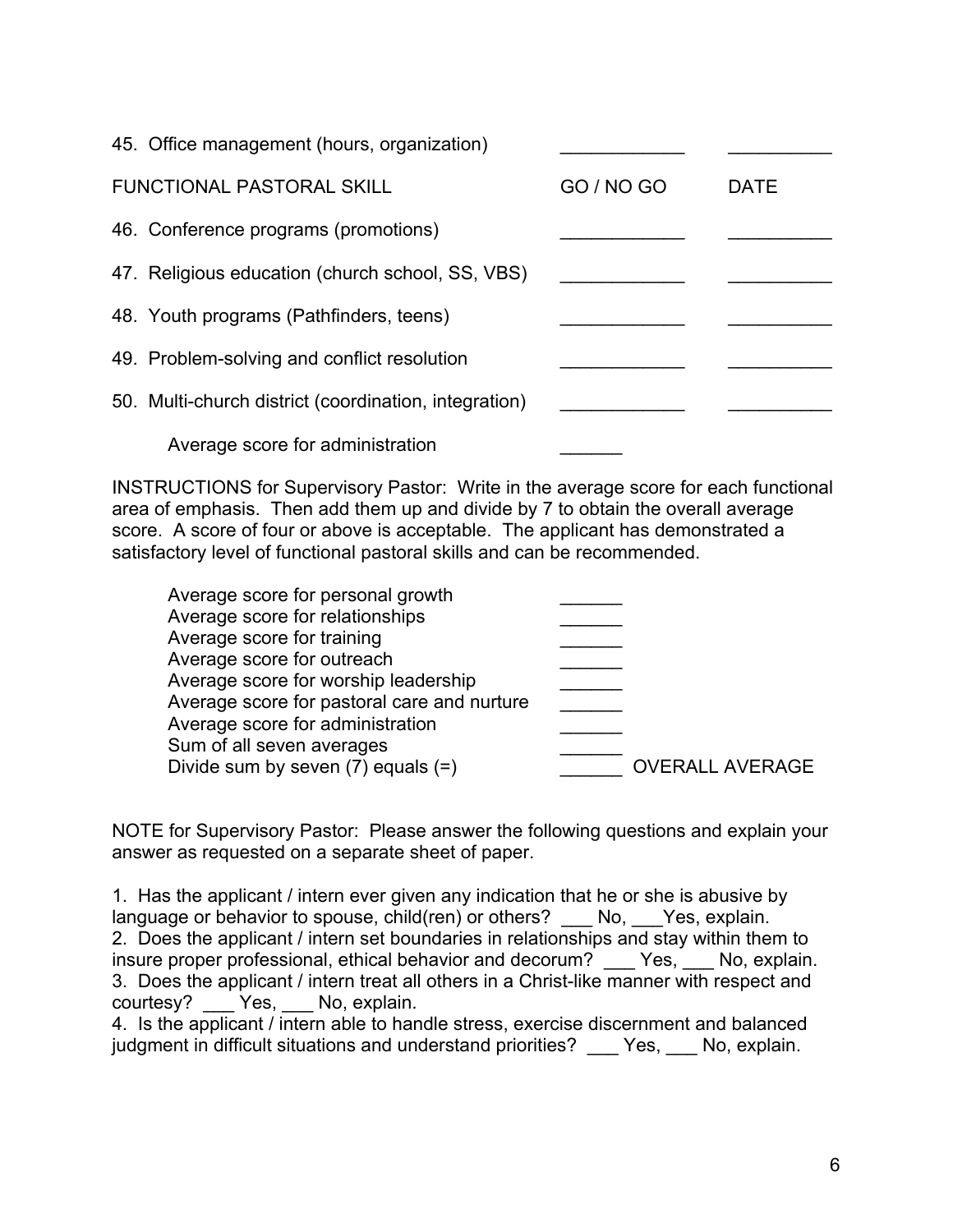| | | |
|---|---|---|
| 45. Office management (hours, organization) | ____________ | __________ |
| **FUNCTIONAL PASTORAL SKILL** | **GO / NO GO** | **DATE** |
| 46. Conference programs (promotions) | ____________ | __________ |
| 47. Religious education (church school, SS, VBS) | ____________ | __________ |
| 48. Youth programs (Pathfinders, teens) | ____________ | __________ |
| 49. Problem-solving and conflict resolution | ____________ | __________ |
| 50. Multi-church district (coordination, integration) | ____________ | __________ |
| Average score for administration | ______ | |

INSTRUCTIONS for Supervisory Pastor: Write in the average score for each functional area of emphasis. Then add them up and divide by 7 to obtain the overall average score. A score of four or above is acceptable. The applicant has demonstrated a satisfactory level of functional pastoral skills and can be recommended.

| | | |
|---|---|---|
| Average score for personal growth | ______ | |
| Average score for relationships | ______ | |
| Average score for training | ______ | |
| Average score for outreach | ______ | |
| Average score for worship leadership | ______ | |
| Average score for pastoral care and nurture | ______ | |
| Average score for administration | ______ | |
| Sum of all seven averages | ______ | |
| Divide sum by seven (7) equals (=) | ______ | OVERALL AVERAGE |

NOTE for Supervisory Pastor: Please answer the following questions and explain your answer as requested on a separate sheet of paper.

1. Has the applicant / intern ever given any indication that he or she is abusive by language or behavior to spouse, child(ren) or others? ___ No, ___Yes, explain.
2. Does the applicant / intern set boundaries in relationships and stay within them to insure proper professional, ethical behavior and decorum? ___ Yes, ___ No, explain.
3. Does the applicant / intern treat all others in a Christ-like manner with respect and courtesy? ___ Yes, ___ No, explain.
4. Is the applicant / intern able to handle stress, exercise discernment and balanced judgment in difficult situations and understand priorities? ___ Yes, ___ No, explain.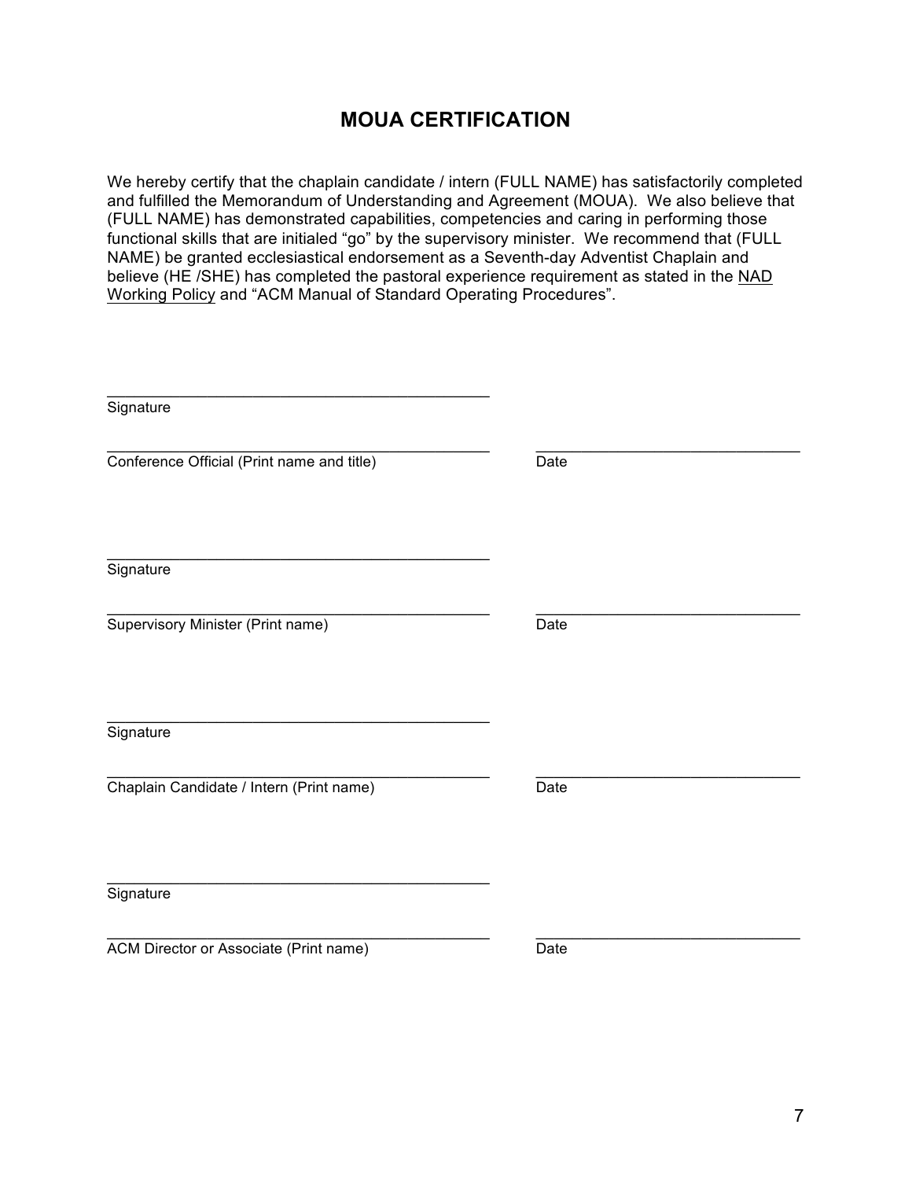## MOUA CERTIFICATION

We hereby certify that the chaplain candidate / intern (FULL NAME) has satisfactorily completed and fulfilled the Memorandum of Understanding and Agreement (MOUA). We also believe that (FULL NAME) has demonstrated capabilities, competencies and caring in performing those functional skills that are initialed "go" by the supervisory minister. We recommend that (FULL NAME) be granted ecclesiastical endorsement as a Seventh-day Adventist Chaplain and believe (HE /SHE) has completed the pastoral experience requirement as stated in the NAD Working Policy and "ACM Manual of Standard Operating Procedures".

\_\_\_\_\_\_\_\_\_\_\_\_\_\_\_\_\_\_\_\_\_\_\_\_\_\_\_\_\_\_\_\_\_\_\_\_\_\_\_\_\_\_\_\_
Signature

\_\_\_\_\_\_\_\_\_\_\_\_\_\_\_\_\_\_\_\_\_\_\_\_\_\_\_\_\_\_\_\_\_\_\_\_\_\_\_\_\_\_\_\_ \_\_\_\_\_\_\_\_\_\_\_\_\_\_\_\_\_\_\_\_\_\_\_\_\_\_\_\_\_\_
Conference Official (Print name and title) Date

\_\_\_\_\_\_\_\_\_\_\_\_\_\_\_\_\_\_\_\_\_\_\_\_\_\_\_\_\_\_\_\_\_\_\_\_\_\_\_\_\_\_\_\_
Signature

\_\_\_\_\_\_\_\_\_\_\_\_\_\_\_\_\_\_\_\_\_\_\_\_\_\_\_\_\_\_\_\_\_\_\_\_\_\_\_\_\_\_\_\_ \_\_\_\_\_\_\_\_\_\_\_\_\_\_\_\_\_\_\_\_\_\_\_\_\_\_\_\_\_\_
Supervisory Minister (Print name) Date

\_\_\_\_\_\_\_\_\_\_\_\_\_\_\_\_\_\_\_\_\_\_\_\_\_\_\_\_\_\_\_\_\_\_\_\_\_\_\_\_\_\_\_\_
Signature

\_\_\_\_\_\_\_\_\_\_\_\_\_\_\_\_\_\_\_\_\_\_\_\_\_\_\_\_\_\_\_\_\_\_\_\_\_\_\_\_\_\_\_\_ \_\_\_\_\_\_\_\_\_\_\_\_\_\_\_\_\_\_\_\_\_\_\_\_\_\_\_\_\_\_
Chaplain Candidate / Intern (Print name) Date

\_\_\_\_\_\_\_\_\_\_\_\_\_\_\_\_\_\_\_\_\_\_\_\_\_\_\_\_\_\_\_\_\_\_\_\_\_\_\_\_\_\_\_\_
Signature

\_\_\_\_\_\_\_\_\_\_\_\_\_\_\_\_\_\_\_\_\_\_\_\_\_\_\_\_\_\_\_\_\_\_\_\_\_\_\_\_\_\_\_\_ \_\_\_\_\_\_\_\_\_\_\_\_\_\_\_\_\_\_\_\_\_\_\_\_\_\_\_\_\_\_
ACM Director or Associate (Print name) Date